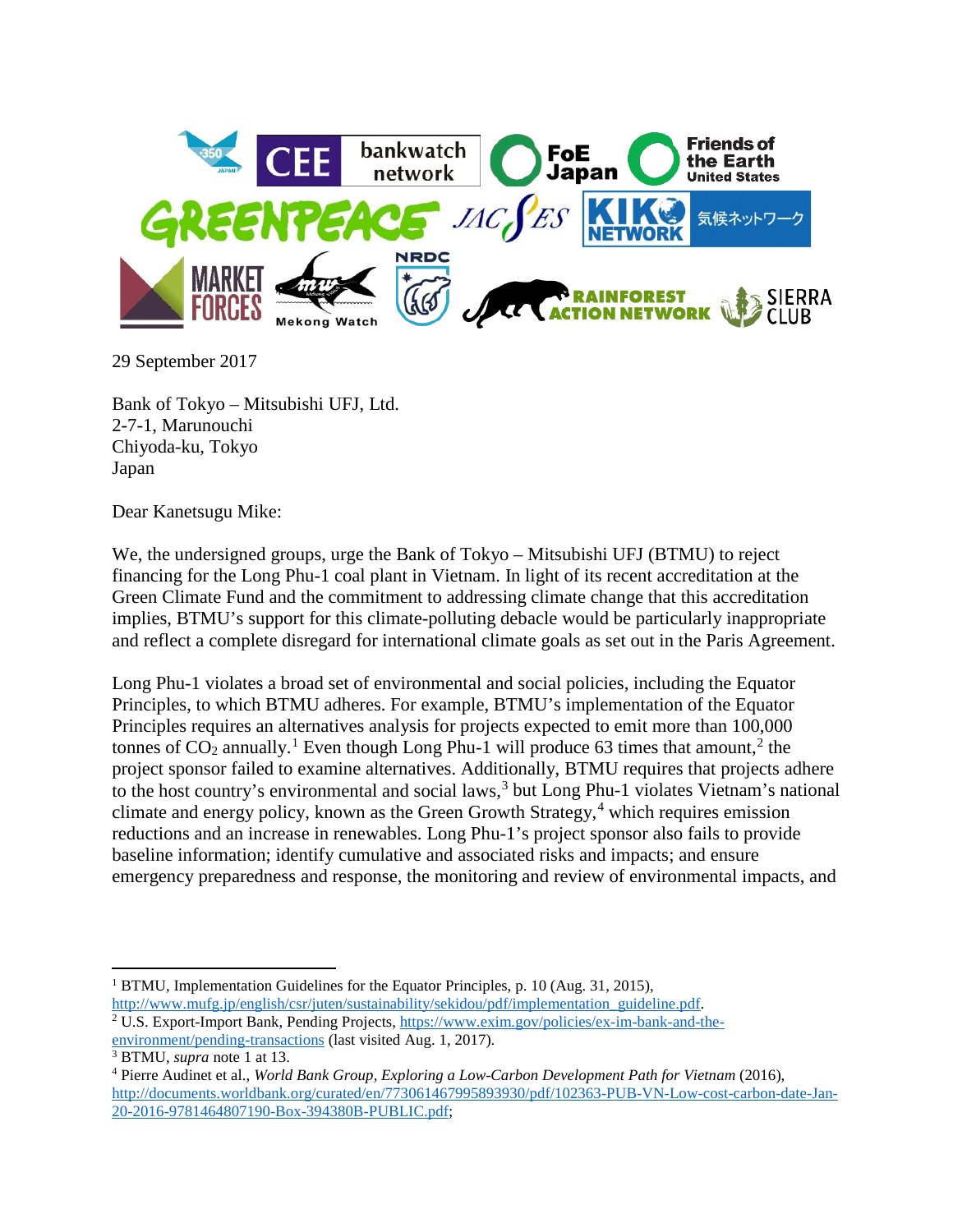29 September 2017

Bank of Tokyo – Mitsubishi UFJ, Ltd.
2-7-1, Marunouchi
Chiyoda-ku, Tokyo
Japan

Dear Kanetsugu Mike:

We, the undersigned groups, urge the Bank of Tokyo – Mitsubishi UFJ (BTMU) to reject financing for the Long Phu-1 coal plant in Vietnam. In light of its recent accreditation at the Green Climate Fund and the commitment to addressing climate change that this accreditation implies, BTMU's support for this climate-polluting debacle would be particularly inappropriate and reflect a complete disregard for international climate goals as set out in the Paris Agreement.

Long Phu-1 violates a broad set of environmental and social policies, including the Equator Principles, to which BTMU adheres. For example, BTMU's implementation of the Equator Principles requires an alternatives analysis for projects expected to emit more than 100,000 tonnes of $CO_2$ annually.[1] Even though Long Phu-1 will produce 63 times that amount,[2] the project sponsor failed to examine alternatives. Additionally, BTMU requires that projects adhere to the host country's environmental and social laws,[3] but Long Phu-1 violates Vietnam's national climate and energy policy, known as the Green Growth Strategy,[4] which requires emission reductions and an increase in renewables. Long Phu-1's project sponsor also fails to provide baseline information; identify cumulative and associated risks and impacts; and ensure emergency preparedness and response, the monitoring and review of environmental impacts, and

---

[1] BTMU, Implementation Guidelines for the Equator Principles, p. 10 (Aug. 31, 2015), http://www.mufg.jp/english/csr/juten/sustainability/sekidou/pdf/implementation_guideline.pdf.

[2] U.S. Export-Import Bank, Pending Projects, https://www.exim.gov/policies/ex-im-bank-and-the-environment/pending-transactions (last visited Aug. 1, 2017).

[3] BTMU, *supra* note 1 at 13.

[4] Pierre Audinet et al., *World Bank Group, Exploring a Low-Carbon Development Path for Vietnam* (2016), http://documents.worldbank.org/curated/en/773061467995893930/pdf/102363-PUB-VN-Low-cost-carbon-date-Jan-20-2016-9781464807190-Box-394380B-PUBLIC.pdf;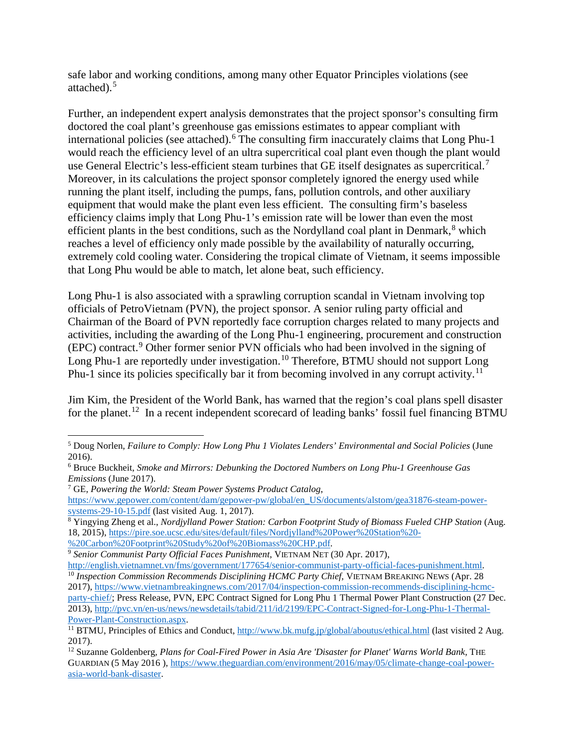safe labor and working conditions, among many other Equator Principles violations (see attached).[5]

Further, an independent expert analysis demonstrates that the project sponsor's consulting firm doctored the coal plant's greenhouse gas emissions estimates to appear compliant with international policies (see attached).[6] The consulting firm inaccurately claims that Long Phu-1 would reach the efficiency level of an ultra supercritical coal plant even though the plant would use General Electric's less-efficient steam turbines that GE itself designates as supercritical.[7] Moreover, in its calculations the project sponsor completely ignored the energy used while running the plant itself, including the pumps, fans, pollution controls, and other auxiliary equipment that would make the plant even less efficient. The consulting firm's baseless efficiency claims imply that Long Phu-1's emission rate will be lower than even the most efficient plants in the best conditions, such as the Nordylland coal plant in Denmark,[8] which reaches a level of efficiency only made possible by the availability of naturally occurring, extremely cold cooling water. Considering the tropical climate of Vietnam, it seems impossible that Long Phu would be able to match, let alone beat, such efficiency.

Long Phu-1 is also associated with a sprawling corruption scandal in Vietnam involving top officials of PetroVietnam (PVN), the project sponsor. A senior ruling party official and Chairman of the Board of PVN reportedly face corruption charges related to many projects and activities, including the awarding of the Long Phu-1 engineering, procurement and construction (EPC) contract.[9] Other former senior PVN officials who had been involved in the signing of Long Phu-1 are reportedly under investigation.[10] Therefore, BTMU should not support Long Phu-1 since its policies specifically bar it from becoming involved in any corrupt activity.[11]

Jim Kim, the President of the World Bank, has warned that the region's coal plans spell disaster for the planet.[12] In a recent independent scorecard of leading banks' fossil fuel financing BTMU

---

[5] Doug Norlen, *Failure to Comply: How Long Phu 1 Violates Lenders' Environmental and Social Policies* (June 2016).

[6] Bruce Buckheit, *Smoke and Mirrors: Debunking the Doctored Numbers on Long Phu-1 Greenhouse Gas Emissions* (June 2017).

[7] GE, *Powering the World: Steam Power Systems Product Catalog*, https://www.gepower.com/content/dam/gepower-pw/global/en_US/documents/alstom/gea31876-steam-power-systems-29-10-15.pdf (last visited Aug. 1, 2017).

[8] Yingying Zheng et al., *Nordjylland Power Station: Carbon Footprint Study of Biomass Fueled CHP Station* (Aug. 18, 2015), https://pire.soe.ucsc.edu/sites/default/files/Nordjylland%20Power%20Station%20-%20Carbon%20Footprint%20Study%20of%20Biomass%20CHP.pdf.

[9] *Senior Communist Party Official Faces Punishment*, VIETNAM NET (30 Apr. 2017), http://english.vietnamnet.vn/fms/government/177654/senior-communist-party-official-faces-punishment.html.

[10] *Inspection Commission Recommends Disciplining HCMC Party Chief*, VIETNAM BREAKING NEWS (Apr. 28 2017), https://www.vietnambreakingnews.com/2017/04/inspection-commission-recommends-disciplining-hcmc-party-chief/; Press Release, PVN, EPC Contract Signed for Long Phu 1 Thermal Power Plant Construction (27 Dec. 2013), http://pvc.vn/en-us/news/newsdetails/tabid/211/id/2199/EPC-Contract-Signed-for-Long-Phu-1-Thermal-Power-Plant-Construction.aspx.

[11] BTMU, Principles of Ethics and Conduct, http://www.bk.mufg.jp/global/aboutus/ethical.html (last visited 2 Aug. 2017).

[12] Suzanne Goldenberg, *Plans for Coal-Fired Power in Asia Are 'Disaster for Planet' Warns World Bank*, THE GUARDIAN (5 May 2016 ), https://www.theguardian.com/environment/2016/may/05/climate-change-coal-power-asia-world-bank-disaster.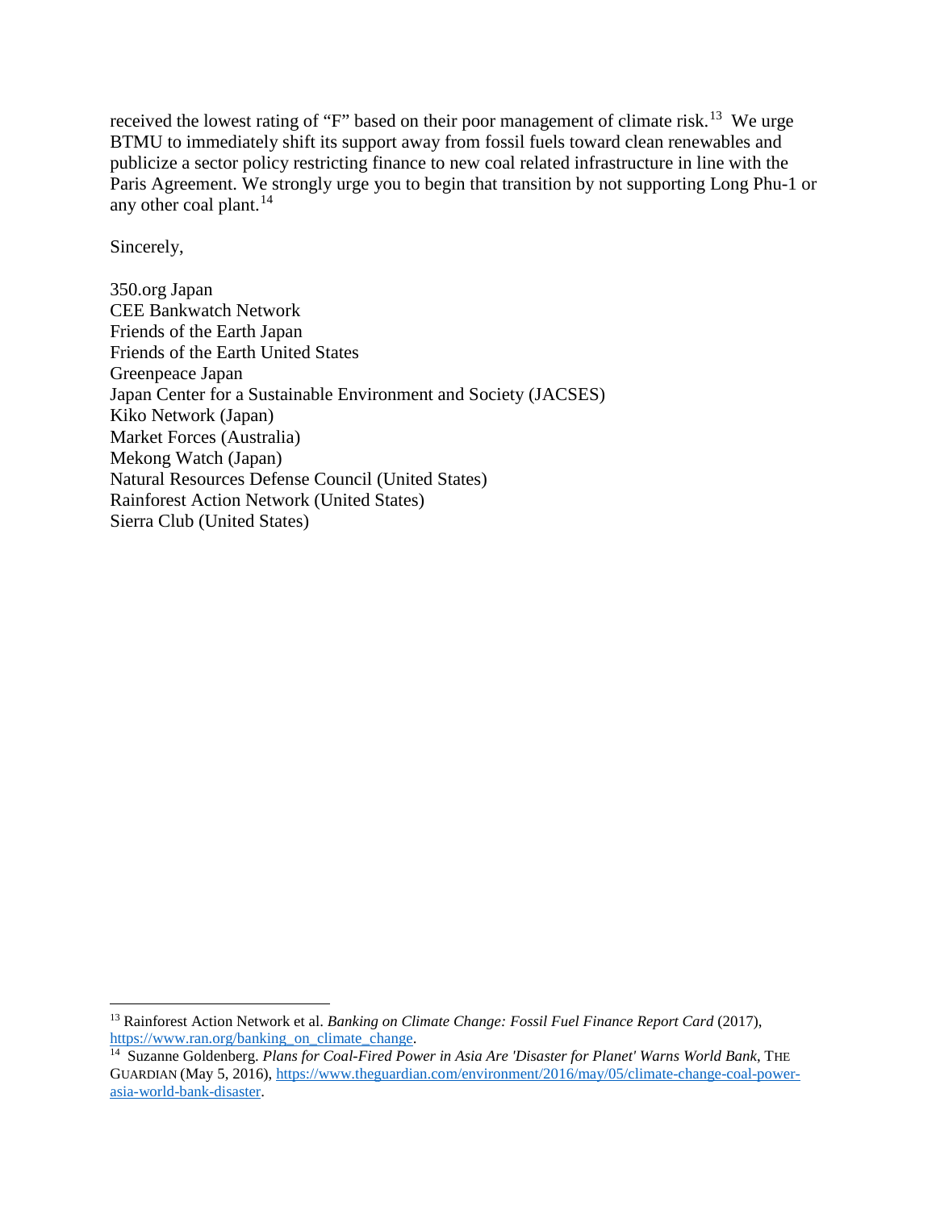received the lowest rating of "F" based on their poor management of climate risk.[13] We urge BTMU to immediately shift its support away from fossil fuels toward clean renewables and publicize a sector policy restricting finance to new coal related infrastructure in line with the Paris Agreement. We strongly urge you to begin that transition by not supporting Long Phu-1 or any other coal plant.[14]

Sincerely,

350.org Japan
CEE Bankwatch Network
Friends of the Earth Japan
Friends of the Earth United States
Greenpeace Japan
Japan Center for a Sustainable Environment and Society (JACSES)
Kiko Network (Japan)
Market Forces (Australia)
Mekong Watch (Japan)
Natural Resources Defense Council (United States)
Rainforest Action Network (United States)
Sierra Club (United States)

---

[13] Rainforest Action Network et al. *Banking on Climate Change: Fossil Fuel Finance Report Card* (2017), https://www.ran.org/banking_on_climate_change.

[14] Suzanne Goldenberg. *Plans for Coal-Fired Power in Asia Are 'Disaster for Planet' Warns World Bank*, THE GUARDIAN (May 5, 2016), https://www.theguardian.com/environment/2016/may/05/climate-change-coal-power-asia-world-bank-disaster.